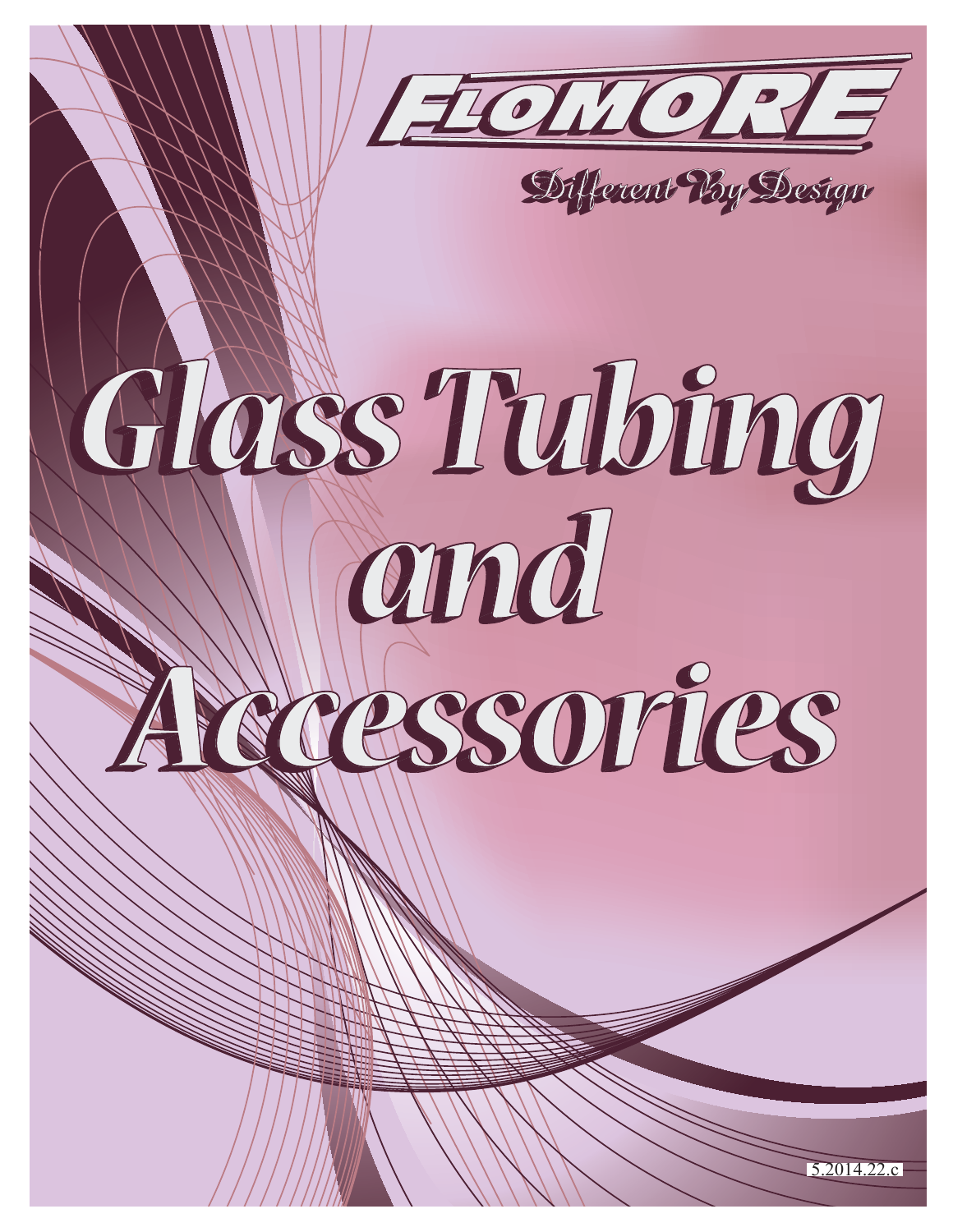# FLOMORE

*Different By Design*

# Glass Tubing and Accessories

5.2014.22.c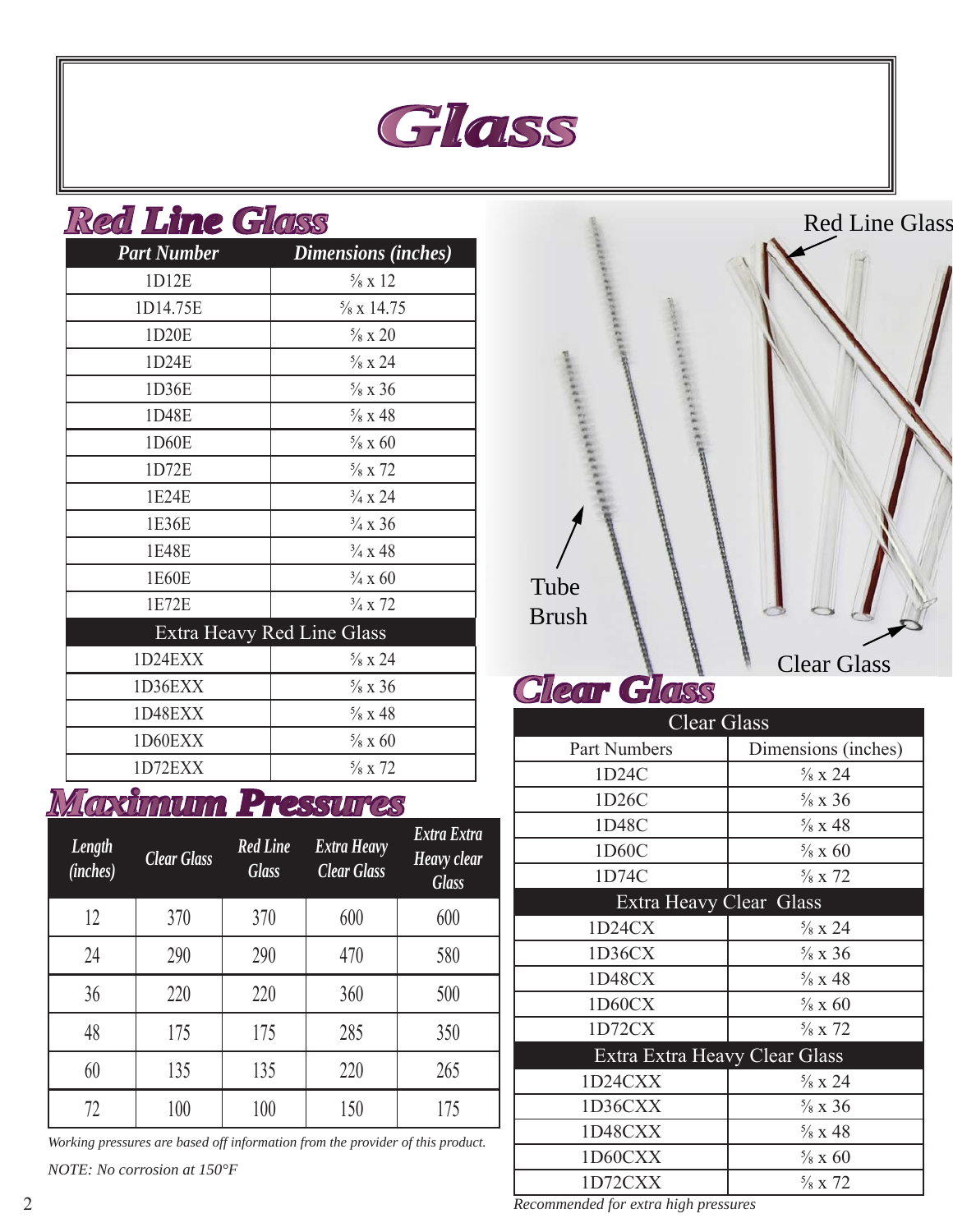# Glass

## Red Line Glass

| Part Number | Dimensions (inches) |
|---|---|
| 1D12E | ⅝ x 12 |
| 1D14.75E | ⅝ x 14.75 |
| 1D20E | ⅝ x 20 |
| 1D24E | ⅝ x 24 |
| 1D36E | ⅝ x 36 |
| 1D48E | ⅝ x 48 |
| 1D60E | ⅝ x 60 |
| 1D72E | ⅝ x 72 |
| 1E24E | ¾ x 24 |
| 1E36E | ¾ x 36 |
| 1E48E | ¾ x 48 |
| 1E60E | ¾ x 60 |
| 1E72E | ¾ x 72 |
| **Extra Heavy Red Line Glass** | |
| 1D24EXX | ⅝ x 24 |
| 1D36EXX | ⅝ x 36 |
| 1D48EXX | ⅝ x 48 |
| 1D60EXX | ⅝ x 60 |
| 1D72EXX | ⅝ x 72 |

## Maximum Pressures

| Length (inches) | Clear Glass | Red Line Glass | Extra Heavy Clear Glass | Extra Extra Heavy clear Glass |
|---|---|---|---|---|
| 12 | 370 | 370 | 600 | 600 |
| 24 | 290 | 290 | 470 | 580 |
| 36 | 220 | 220 | 360 | 500 |
| 48 | 175 | 175 | 285 | 350 |
| 60 | 135 | 135 | 220 | 265 |
| 72 | 100 | 100 | 150 | 175 |

*Working pressures are based off information from the provider of this product.*

*NOTE: No corrosion at 150°F*

Red Line Glass

Tube Brush

Clear Glass

## Clear Glass

| Part Numbers | Dimensions (inches) |
|---|---|
| **Clear Glass** | |
| 1D24C | ⅝ x 24 |
| 1D26C | ⅝ x 36 |
| 1D48C | ⅝ x 48 |
| 1D60C | ⅝ x 60 |
| 1D74C | ⅝ x 72 |
| **Extra Heavy Clear Glass** | |
| 1D24CX | ⅝ x 24 |
| 1D36CX | ⅝ x 36 |
| 1D48CX | ⅝ x 48 |
| 1D60CX | ⅝ x 60 |
| 1D72CX | ⅝ x 72 |
| **Extra Extra Heavy Clear Glass** | |
| 1D24CXX | ⅝ x 24 |
| 1D36CXX | ⅝ x 36 |
| 1D48CXX | ⅝ x 48 |
| 1D60CXX | ⅝ x 60 |
| 1D72CXX | ⅝ x 72 |

*Recommended for extra high pressures*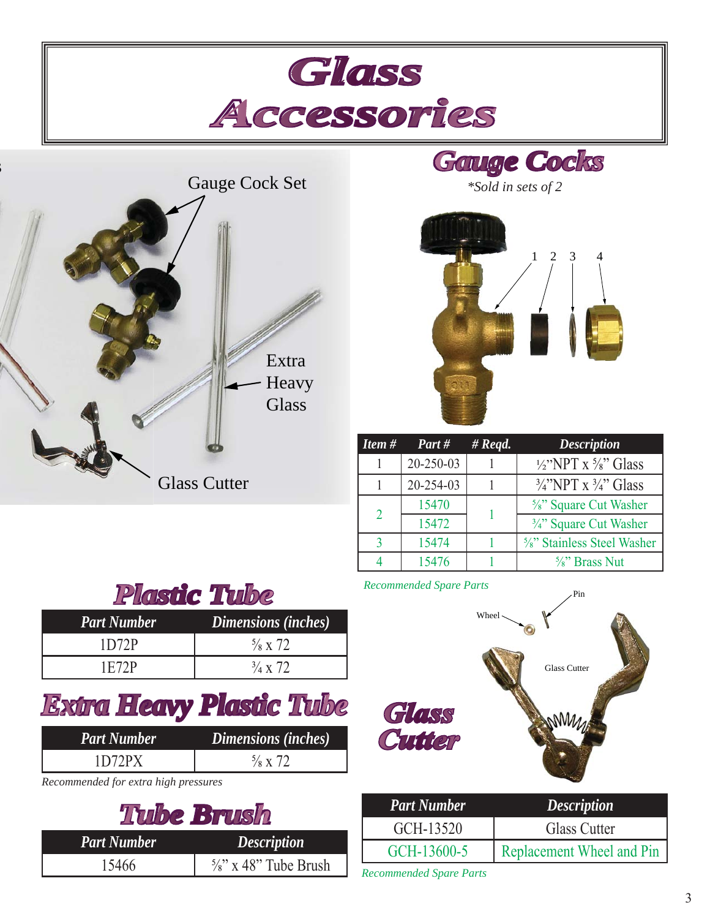# Glass Accessories

## Gauge Cocks

*\*Sold in sets of 2*

| Item # | Part # | # Reqd. | Description |
|---|---|---|---|
| 1 | 20-250-03 | 1 | ½"NPT x ⅝" Glass |
| 1 | 20-254-03 | 1 | ¾"NPT x ¾" Glass |
| 2 | 15470 | 1 | ⅝" Square Cut Washer |
| | 15472 | | ¾" Square Cut Washer |
| 3 | 15474 | 1 | ⅝" Stainless Steel Washer |
| 4 | 15476 | 1 | ⅝" Brass Nut |

*Recommended Spare Parts*

## Plastic Tube

| Part Number | Dimensions (inches) |
|---|---|
| 1D72P | ⅝ x 72 |
| 1E72P | ¾ x 72 |

## Extra Heavy Plastic Tube

| Part Number | Dimensions (inches) |
|---|---|
| 1D72PX | ⅝ x 72 |

*Recommended for extra high pressures*

## Tube Brush

| Part Number | Description |
|---|---|
| 15466 | ⅝" x 48" Tube Brush |

## Glass Cutter

| Part Number | Description |
|---|---|
| GCH-13520 | Glass Cutter |
| GCH-13600-5 | Replacement Wheel and Pin |

*Recommended Spare Parts*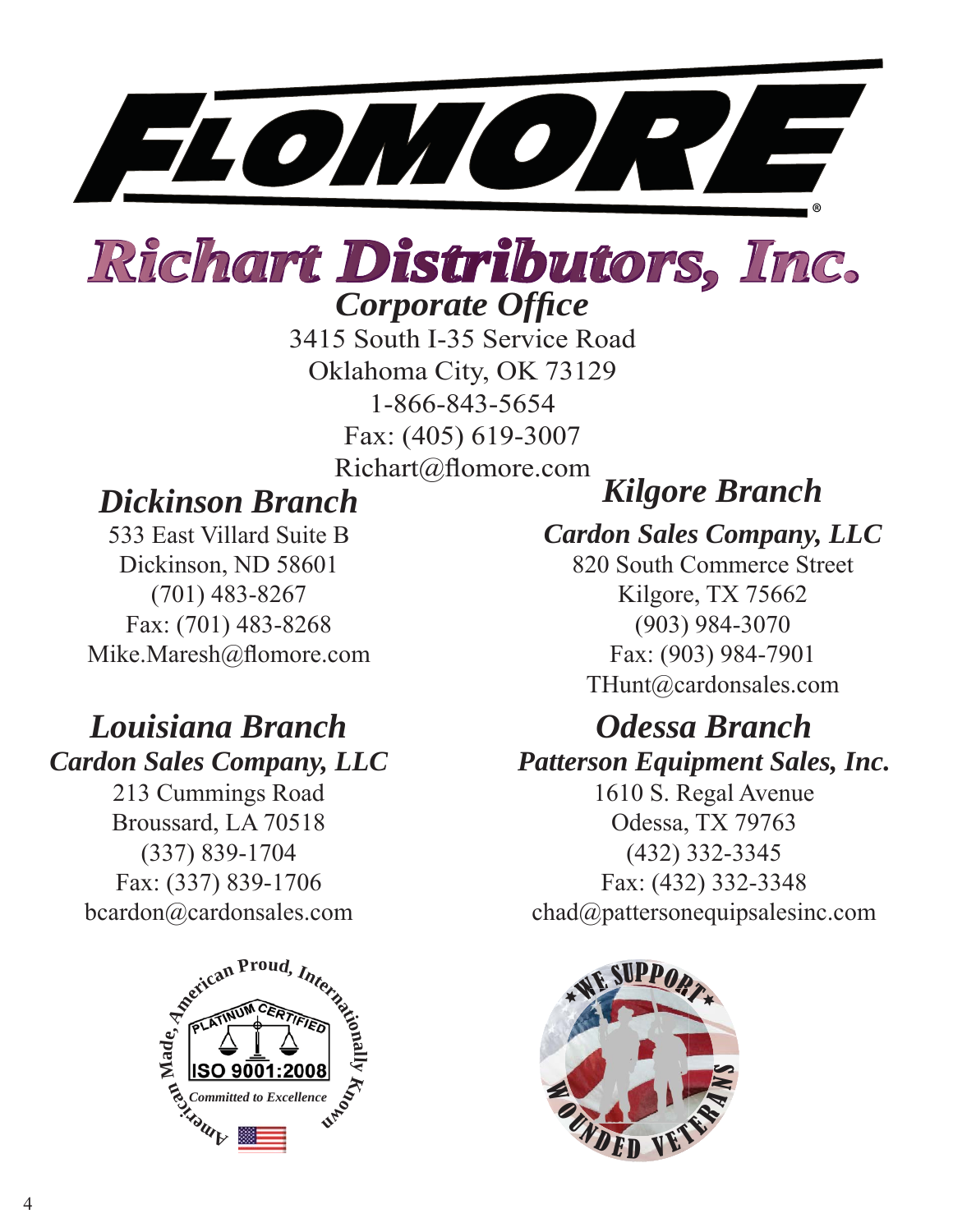# FLOMORE®

## Richart Distributors, Inc.

### *Corporate Office*

3415 South I-35 Service Road
Oklahoma City, OK 73129
1-866-843-5654
Fax: (405) 619-3007
Richart@flomore.com

### *Dickinson Branch*

533 East Villard Suite B
Dickinson, ND 58601
(701) 483-8267
Fax: (701) 483-8268
Mike.Maresh@flomore.com

### *Kilgore Branch*

***Cardon Sales Company, LLC***
820 South Commerce Street
Kilgore, TX 75662
(903) 984-3070
Fax: (903) 984-7901
THunt@cardonsales.com

### *Louisiana Branch*

***Cardon Sales Company, LLC***
213 Cummings Road
Broussard, LA 70518
(337) 839-1704
Fax: (337) 839-1706
bcardon@cardonsales.com

### *Odessa Branch*

***Patterson Equipment Sales, Inc.***
1610 S. Regal Avenue
Odessa, TX 79763
(432) 332-3345
Fax: (432) 332-3348
chad@pattersonequipsalesinc.com

American Made, American Proud, Internationally Known
PLATINUM CERTIFIED
ISO 9001:2008
*Committed to Excellence*

★WE SUPPORT★ WOUNDED VETERANS